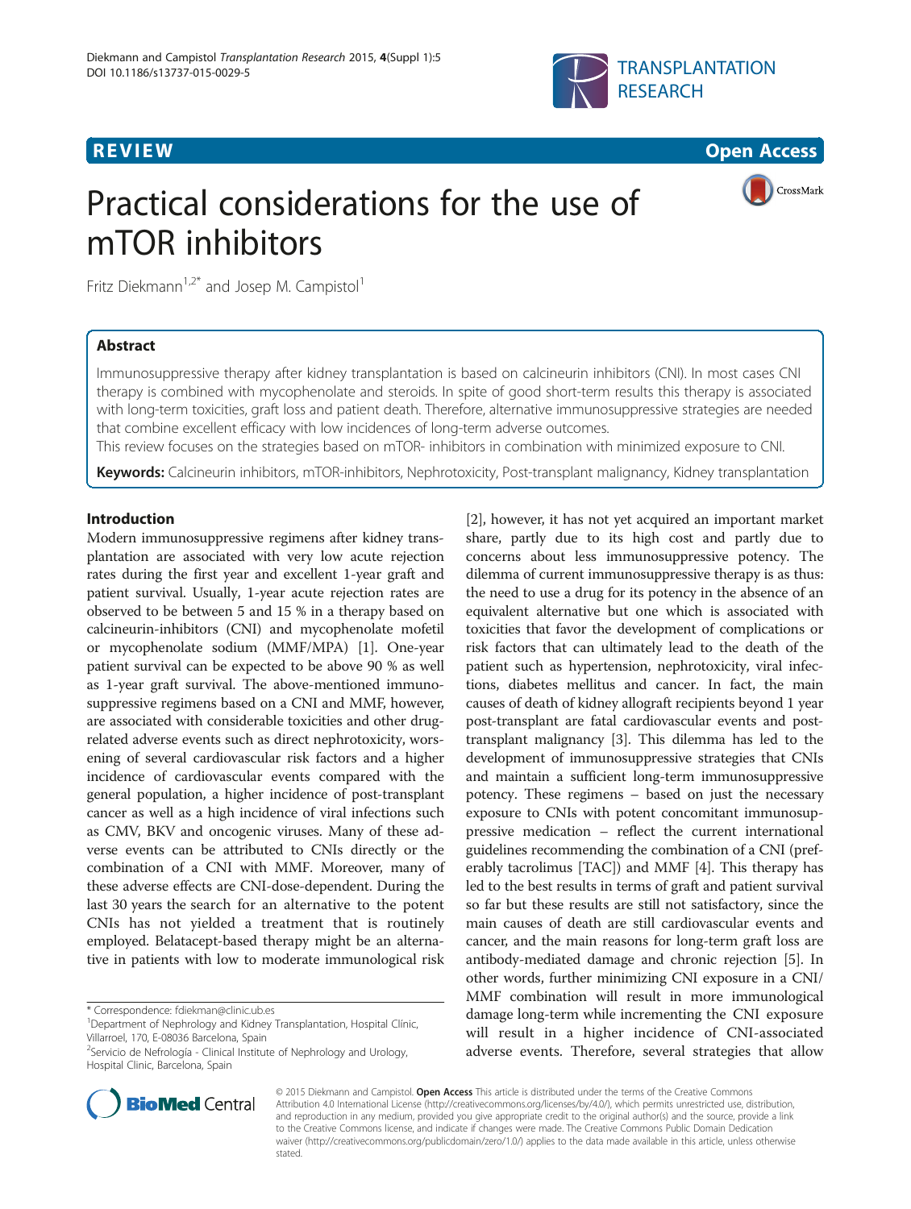**REVIEW** **Open Access**

# Practical considerations for the use of mTOR inhibitors

Fritz Diekmann[1,2*] and Josep M. Campistol[1]

## Abstract

Immunosuppressive therapy after kidney transplantation is based on calcineurin inhibitors (CNI). In most cases CNI therapy is combined with mycophenolate and steroids. In spite of good short-term results this therapy is associated with long-term toxicities, graft loss and patient death. Therefore, alternative immunosuppressive strategies are needed that combine excellent efficacy with low incidences of long-term adverse outcomes.

This review focuses on the strategies based on mTOR- inhibitors in combination with minimized exposure to CNI.

**Keywords:** Calcineurin inhibitors, mTOR-inhibitors, Nephrotoxicity, Post-transplant malignancy, Kidney transplantation

## Introduction

Modern immunosuppressive regimens after kidney transplantation are associated with very low acute rejection rates during the first year and excellent 1-year graft and patient survival. Usually, 1-year acute rejection rates are observed to be between 5 and 15 % in a therapy based on calcineurin-inhibitors (CNI) and mycophenolate mofetil or mycophenolate sodium (MMF/MPA) [1]. One-year patient survival can be expected to be above 90 % as well as 1-year graft survival. The above-mentioned immunosuppressive regimens based on a CNI and MMF, however, are associated with considerable toxicities and other drug-related adverse events such as direct nephrotoxicity, worsening of several cardiovascular risk factors and a higher incidence of cardiovascular events compared with the general population, a higher incidence of post-transplant cancer as well as a high incidence of viral infections such as CMV, BKV and oncogenic viruses. Many of these adverse events can be attributed to CNIs directly or the combination of a CNI with MMF. Moreover, many of these adverse effects are CNI-dose-dependent. During the last 30 years the search for an alternative to the potent CNIs has not yielded a treatment that is routinely employed. Belatacept-based therapy might be an alternative in patients with low to moderate immunological risk [2], however, it has not yet acquired an important market share, partly due to its high cost and partly due to concerns about less immunosuppressive potency. The dilemma of current immunosuppressive therapy is as thus: the need to use a drug for its potency in the absence of an equivalent alternative but one which is associated with toxicities that favor the development of complications or risk factors that can ultimately lead to the death of the patient such as hypertension, nephrotoxicity, viral infections, diabetes mellitus and cancer. In fact, the main causes of death of kidney allograft recipients beyond 1 year post-transplant are fatal cardiovascular events and post-transplant malignancy [3]. This dilemma has led to the development of immunosuppressive strategies that CNIs and maintain a sufficient long-term immunosuppressive potency. These regimens – based on just the necessary exposure to CNIs with potent concomitant immunosuppressive medication – reflect the current international guidelines recommending the combination of a CNI (preferably tacrolimus [TAC]) and MMF [4]. This therapy has led to the best results in terms of graft and patient survival so far but these results are still not satisfactory, since the main causes of death are still cardiovascular events and cancer, and the main reasons for long-term graft loss are antibody-mediated damage and chronic rejection [5]. In other words, further minimizing CNI exposure in a CNI/MMF combination will result in more immunological damage long-term while incrementing the CNI exposure will result in a higher incidence of CNI-associated adverse events. Therefore, several strategies that allow

---

\* Correspondence: fdiekman@clinic.ub.es

[1]Department of Nephrology and Kidney Transplantation, Hospital Clínic, Villarroel, 170, E-08036 Barcelona, Spain

[2]Servicio de Nefrología - Clinical Institute of Nephrology and Urology, Hospital Clinic, Barcelona, Spain

© 2015 Diekmann and Campistol. **Open Access** This article is distributed under the terms of the Creative Commons Attribution 4.0 International License (http://creativecommons.org/licenses/by/4.0/), which permits unrestricted use, distribution, and reproduction in any medium, provided you give appropriate credit to the original author(s) and the source, provide a link to the Creative Commons license, and indicate if changes were made. The Creative Commons Public Domain Dedication waiver (http://creativecommons.org/publicdomain/zero/1.0/) applies to the data made available in this article, unless otherwise stated.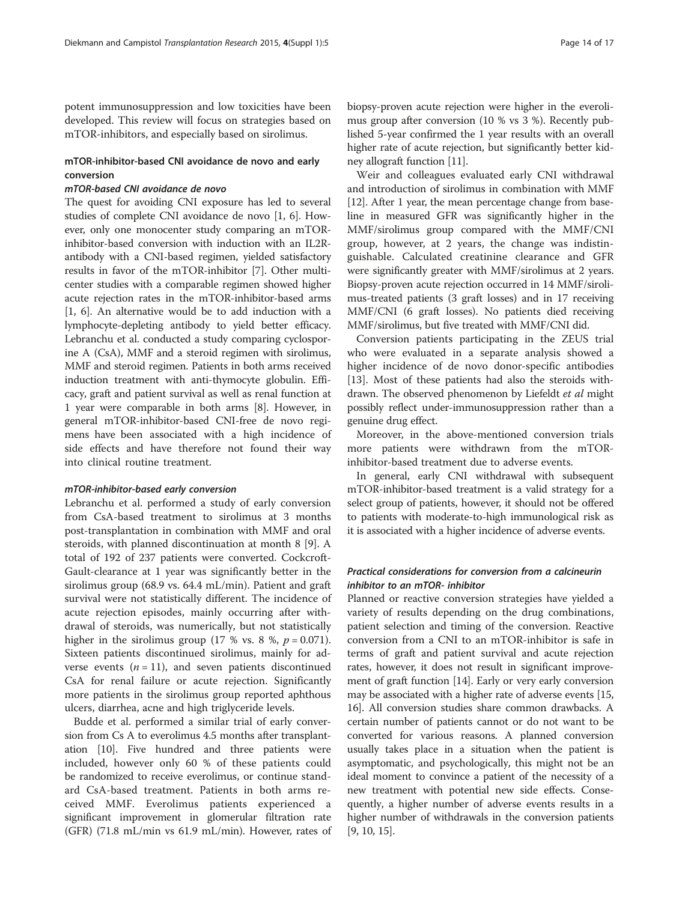potent immunosuppression and low toxicities have been developed. This review will focus on strategies based on mTOR-inhibitors, and especially based on sirolimus.

## mTOR-inhibitor-based CNI avoidance de novo and early conversion

### *mTOR-based CNI avoidance de novo*

The quest for avoiding CNI exposure has led to several studies of complete CNI avoidance de novo [1, 6]. However, only one monocenter study comparing an mTOR-inhibitor-based conversion with induction with an IL2R-antibody with a CNI-based regimen, yielded satisfactory results in favor of the mTOR-inhibitor [7]. Other multicenter studies with a comparable regimen showed higher acute rejection rates in the mTOR-inhibitor-based arms [1, 6]. An alternative would be to add induction with a lymphocyte-depleting antibody to yield better efficacy. Lebranchu et al. conducted a study comparing cyclosporine A (CsA), MMF and a steroid regimen with sirolimus, MMF and steroid regimen. Patients in both arms received induction treatment with anti-thymocyte globulin. Efficacy, graft and patient survival as well as renal function at 1 year were comparable in both arms [8]. However, in general mTOR-inhibitor-based CNI-free de novo regimens have been associated with a high incidence of side effects and have therefore not found their way into clinical routine treatment.

### *mTOR-inhibitor-based early conversion*

Lebranchu et al. performed a study of early conversion from CsA-based treatment to sirolimus at 3 months post-transplantation in combination with MMF and oral steroids, with planned discontinuation at month 8 [9]. A total of 192 of 237 patients were converted. Cockcroft-Gault-clearance at 1 year was significantly better in the sirolimus group (68.9 vs. 64.4 mL/min). Patient and graft survival were not statistically different. The incidence of acute rejection episodes, mainly occurring after withdrawal of steroids, was numerically, but not statistically higher in the sirolimus group (17 % vs. 8 %, $p = 0.071$). Sixteen patients discontinued sirolimus, mainly for adverse events ($n = 11$), and seven patients discontinued CsA for renal failure or acute rejection. Significantly more patients in the sirolimus group reported aphthous ulcers, diarrhea, acne and high triglyceride levels.

Budde et al. performed a similar trial of early conversion from Cs A to everolimus 4.5 months after transplantation [10]. Five hundred and three patients were included, however only 60 % of these patients could be randomized to receive everolimus, or continue standard CsA-based treatment. Patients in both arms received MMF. Everolimus patients experienced a significant improvement in glomerular filtration rate (GFR) (71.8 mL/min vs 61.9 mL/min). However, rates of biopsy-proven acute rejection were higher in the everolimus group after conversion (10 % vs 3 %). Recently published 5-year confirmed the 1 year results with an overall higher rate of acute rejection, but significantly better kidney allograft function [11].

Weir and colleagues evaluated early CNI withdrawal and introduction of sirolimus in combination with MMF [12]. After 1 year, the mean percentage change from baseline in measured GFR was significantly higher in the MMF/sirolimus group compared with the MMF/CNI group, however, at 2 years, the change was indistinguishable. Calculated creatinine clearance and GFR were significantly greater with MMF/sirolimus at 2 years. Biopsy-proven acute rejection occurred in 14 MMF/sirolimus-treated patients (3 graft losses) and in 17 receiving MMF/CNI (6 graft losses). No patients died receiving MMF/sirolimus, but five treated with MMF/CNI did.

Conversion patients participating in the ZEUS trial who were evaluated in a separate analysis showed a higher incidence of de novo donor-specific antibodies [13]. Most of these patients had also the steroids withdrawn. The observed phenomenon by Liefeldt *et al* might possibly reflect under-immunosuppression rather than a genuine drug effect.

Moreover, in the above-mentioned conversion trials more patients were withdrawn from the mTOR-inhibitor-based treatment due to adverse events.

In general, early CNI withdrawal with subsequent mTOR-inhibitor-based treatment is a valid strategy for a select group of patients, however, it should not be offered to patients with moderate-to-high immunological risk as it is associated with a higher incidence of adverse events.

### *Practical considerations for conversion from a calcineurin inhibitor to an mTOR- inhibitor*

Planned or reactive conversion strategies have yielded a variety of results depending on the drug combinations, patient selection and timing of the conversion. Reactive conversion from a CNI to an mTOR-inhibitor is safe in terms of graft and patient survival and acute rejection rates, however, it does not result in significant improvement of graft function [14]. Early or very early conversion may be associated with a higher rate of adverse events [15, 16]. All conversion studies share common drawbacks. A certain number of patients cannot or do not want to be converted for various reasons. A planned conversion usually takes place in a situation when the patient is asymptomatic, and psychologically, this might not be an ideal moment to convince a patient of the necessity of a new treatment with potential new side effects. Consequently, a higher number of adverse events results in a higher number of withdrawals in the conversion patients [9, 10, 15].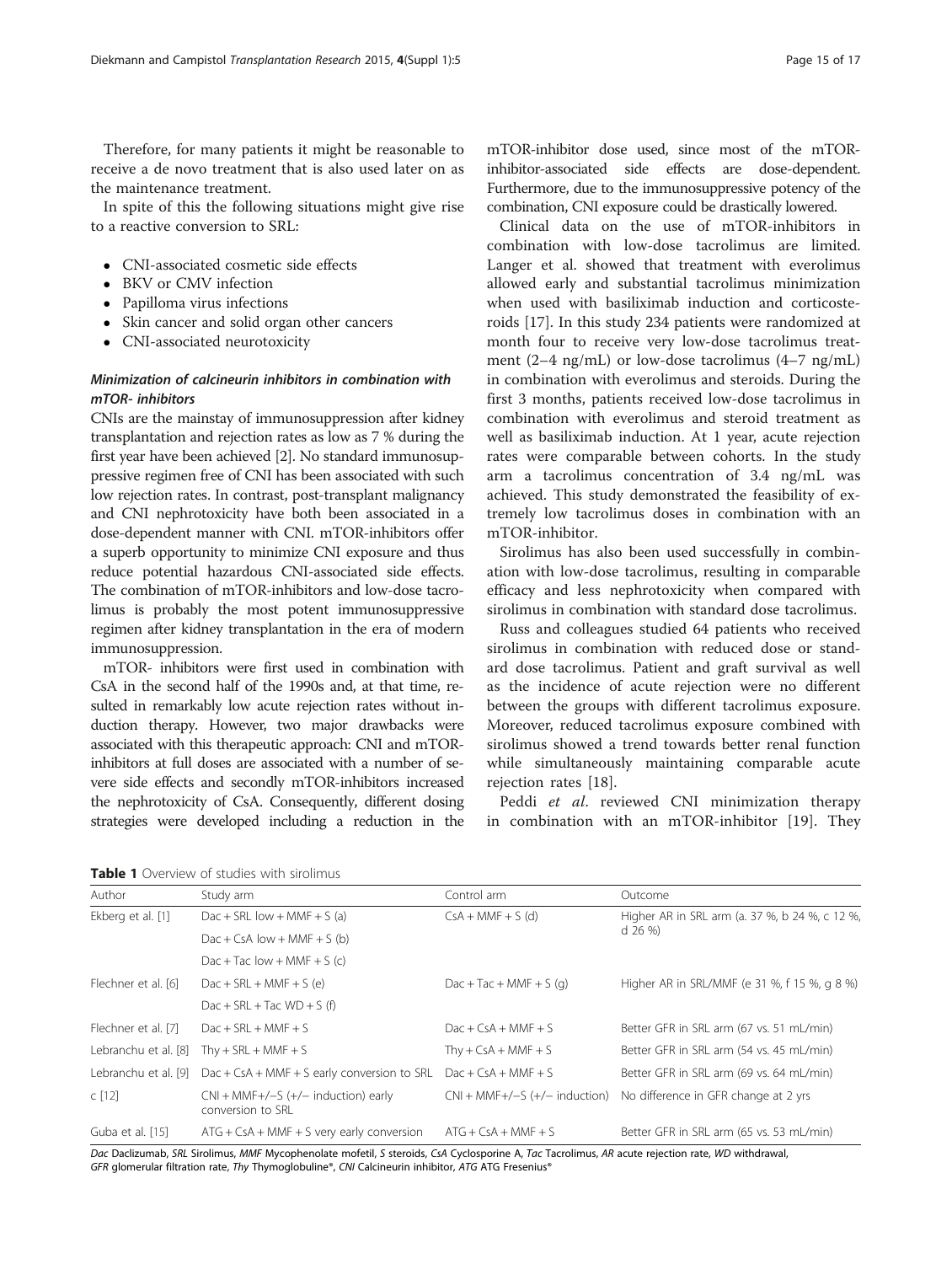Therefore, for many patients it might be reasonable to receive a de novo treatment that is also used later on as the maintenance treatment.

In spite of this the following situations might give rise to a reactive conversion to SRL:

- CNI-associated cosmetic side effects
- BKV or CMV infection
- Papilloma virus infections
- Skin cancer and solid organ other cancers
- CNI-associated neurotoxicity

### Minimization of calcineurin inhibitors in combination with mTOR- inhibitors

CNIs are the mainstay of immunosuppression after kidney transplantation and rejection rates as low as 7 % during the first year have been achieved [2]. No standard immunosuppressive regimen free of CNI has been associated with such low rejection rates. In contrast, post-transplant malignancy and CNI nephrotoxicity have both been associated in a dose-dependent manner with CNI. mTOR-inhibitors offer a superb opportunity to minimize CNI exposure and thus reduce potential hazardous CNI-associated side effects. The combination of mTOR-inhibitors and low-dose tacrolimus is probably the most potent immunosuppressive regimen after kidney transplantation in the era of modern immunosuppression.

mTOR- inhibitors were first used in combination with CsA in the second half of the 1990s and, at that time, resulted in remarkably low acute rejection rates without induction therapy. However, two major drawbacks were associated with this therapeutic approach: CNI and mTOR-inhibitors at full doses are associated with a number of severe side effects and secondly mTOR-inhibitors increased the nephrotoxicity of CsA. Consequently, different dosing strategies were developed including a reduction in the mTOR-inhibitor dose used, since most of the mTOR-inhibitor-associated side effects are dose-dependent. Furthermore, due to the immunosuppressive potency of the combination, CNI exposure could be drastically lowered.

Clinical data on the use of mTOR-inhibitors in combination with low-dose tacrolimus are limited. Langer et al. showed that treatment with everolimus allowed early and substantial tacrolimus minimization when used with basiliximab induction and corticosteroids [17]. In this study 234 patients were randomized at month four to receive very low-dose tacrolimus treatment (2–4 ng/mL) or low-dose tacrolimus (4–7 ng/mL) in combination with everolimus and steroids. During the first 3 months, patients received low-dose tacrolimus in combination with everolimus and steroid treatment as well as basiliximab induction. At 1 year, acute rejection rates were comparable between cohorts. In the study arm a tacrolimus concentration of 3.4 ng/mL was achieved. This study demonstrated the feasibility of extremely low tacrolimus doses in combination with an mTOR-inhibitor.

Sirolimus has also been used successfully in combination with low-dose tacrolimus, resulting in comparable efficacy and less nephrotoxicity when compared with sirolimus in combination with standard dose tacrolimus.

Russ and colleagues studied 64 patients who received sirolimus in combination with reduced dose or standard dose tacrolimus. Patient and graft survival as well as the incidence of acute rejection were no different between the groups with different tacrolimus exposure. Moreover, reduced tacrolimus exposure combined with sirolimus showed a trend towards better renal function while simultaneously maintaining comparable acute rejection rates [18].

Peddi *et al*. reviewed CNI minimization therapy in combination with an mTOR-inhibitor [19]. They

**Table 1** Overview of studies with sirolimus

| Author | Study arm | Control arm | Outcome |
|---|---|---|---|
| Ekberg et al. [1] | Dac + SRL low + MMF + S (a) | CsA + MMF + S (d) | Higher AR in SRL arm (a. 37 %, b 24 %, c 12 %, d 26 %) |
| | Dac + CsA low + MMF + S (b) | | |
| | Dac + Tac low + MMF + S (c) | | |
| Flechner et al. [6] | Dac + SRL + MMF + S (e) | Dac + Tac + MMF + S (g) | Higher AR in SRL/MMF (e 31 %, f 15 %, g 8 %) |
| | Dac + SRL + Tac WD + S (f) | | |
| Flechner et al. [7] | Dac + SRL + MMF + S | Dac + CsA + MMF + S | Better GFR in SRL arm (67 vs. 51 mL/min) |
| Lebranchu et al. [8] | Thy + SRL + MMF + S | Thy + CsA + MMF + S | Better GFR in SRL arm (54 vs. 45 mL/min) |
| Lebranchu et al. [9] | Dac + CsA + MMF + S early conversion to SRL | Dac + CsA + MMF + S | Better GFR in SRL arm (69 vs. 64 mL/min) |
| c [12] | CNI + MMF+/−S (+/− induction) early conversion to SRL | CNI + MMF+/−S (+/− induction) | No difference in GFR change at 2 yrs |
| Guba et al. [15] | ATG + CsA + MMF + S very early conversion | ATG + CsA + MMF + S | Better GFR in SRL arm (65 vs. 53 mL/min) |

*Dac* Daclizumab, *SRL* Sirolimus, *MMF* Mycophenolate mofetil, *S* steroids, *CsA* Cyclosporine A, *Tac* Tacrolimus, *AR* acute rejection rate, *WD* withdrawal, *GFR* glomerular filtration rate, *Thy* Thymoglobuline®, *CNI* Calcineurin inhibitor, *ATG* ATG Fresenius®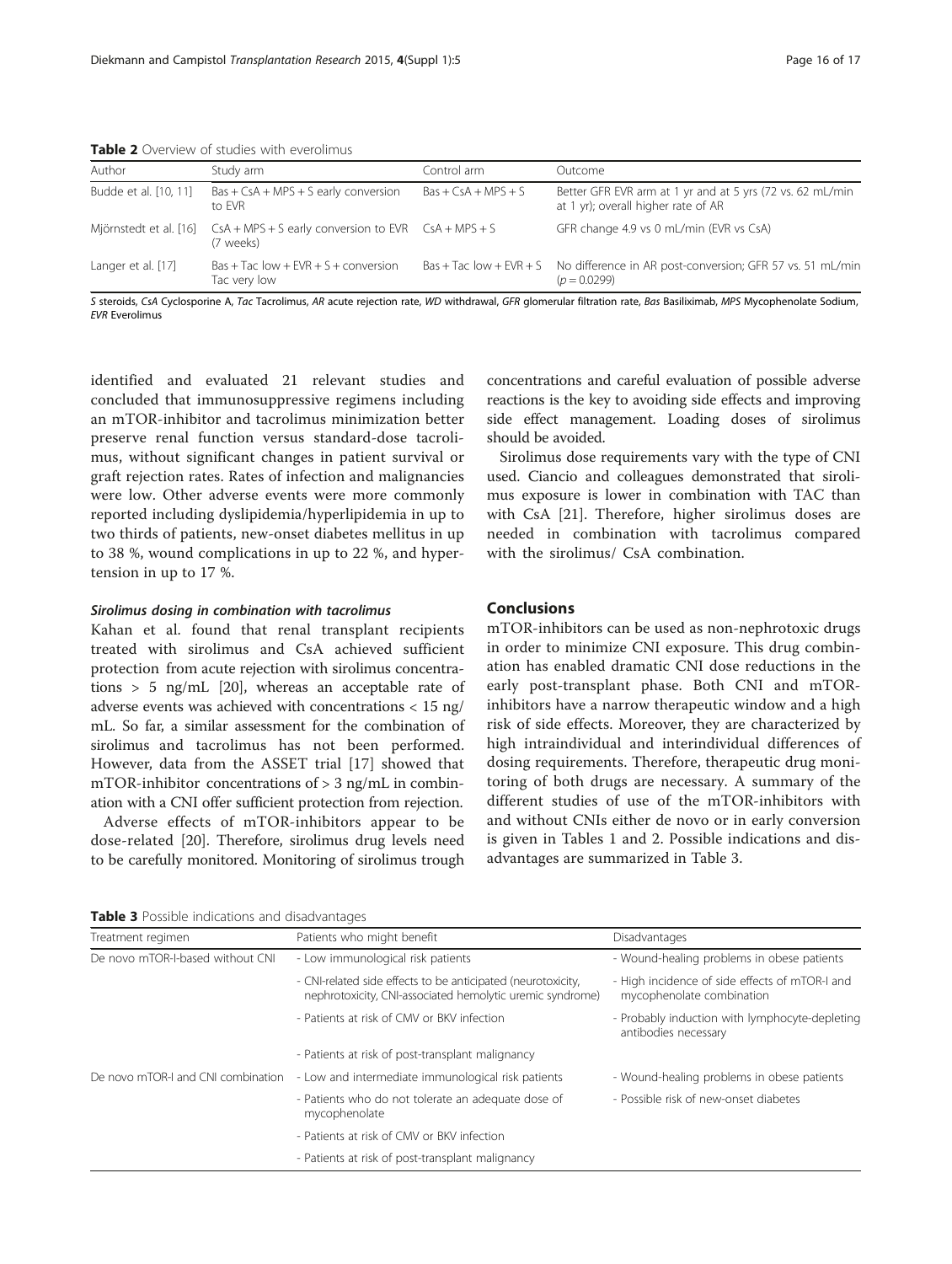**Table 2** Overview of studies with everolimus

| Author | Study arm | Control arm | Outcome |
|---|---|---|---|
| Budde et al. [10, 11] | Bas + CsA + MPS + S early conversion to EVR | Bas + CsA + MPS + S | Better GFR EVR arm at 1 yr and at 5 yrs (72 vs. 62 mL/min at 1 yr); overall higher rate of AR |
| Mjörnstedt et al. [16] | CsA + MPS + S early conversion to EVR (7 weeks) | CsA + MPS + S | GFR change 4.9 vs 0 mL/min (EVR vs CsA) |
| Langer et al. [17] | Bas + Tac low + EVR + S + conversion Tac very low | Bas + Tac low + EVR + S | No difference in AR post-conversion; GFR 57 vs. 51 mL/min ($p = 0.0299$) |

*S* steroids, *CsA* Cyclosporine A, *Tac* Tacrolimus, *AR* acute rejection rate, *WD* withdrawal, *GFR* glomerular filtration rate, *Bas* Basiliximab, *MPS* Mycophenolate Sodium, *EVR* Everolimus

identified and evaluated 21 relevant studies and concluded that immunosuppressive regimens including an mTOR-inhibitor and tacrolimus minimization better preserve renal function versus standard-dose tacrolimus, without significant changes in patient survival or graft rejection rates. Rates of infection and malignancies were low. Other adverse events were more commonly reported including dyslipidemia/hyperlipidemia in up to two thirds of patients, new-onset diabetes mellitus in up to 38 %, wound complications in up to 22 %, and hypertension in up to 17 %.

#### *Sirolimus dosing in combination with tacrolimus*

Kahan et al. found that renal transplant recipients treated with sirolimus and CsA achieved sufficient protection from acute rejection with sirolimus concentrations > 5 ng/mL [20], whereas an acceptable rate of adverse events was achieved with concentrations < 15 ng/mL. So far, a similar assessment for the combination of sirolimus and tacrolimus has not been performed. However, data from the ASSET trial [17] showed that mTOR-inhibitor concentrations of > 3 ng/mL in combination with a CNI offer sufficient protection from rejection.

Adverse effects of mTOR-inhibitors appear to be dose-related [20]. Therefore, sirolimus drug levels need to be carefully monitored. Monitoring of sirolimus trough concentrations and careful evaluation of possible adverse reactions is the key to avoiding side effects and improving side effect management. Loading doses of sirolimus should be avoided.

Sirolimus dose requirements vary with the type of CNI used. Ciancio and colleagues demonstrated that sirolimus exposure is lower in combination with TAC than with CsA [21]. Therefore, higher sirolimus doses are needed in combination with tacrolimus compared with the sirolimus/ CsA combination.

## Conclusions

mTOR-inhibitors can be used as non-nephrotoxic drugs in order to minimize CNI exposure. This drug combination has enabled dramatic CNI dose reductions in the early post-transplant phase. Both CNI and mTOR-inhibitors have a narrow therapeutic window and a high risk of side effects. Moreover, they are characterized by high intraindividual and interindividual differences of dosing requirements. Therefore, therapeutic drug monitoring of both drugs are necessary. A summary of the different studies of use of the mTOR-inhibitors with and without CNIs either de novo or in early conversion is given in Tables 1 and 2. Possible indications and disadvantages are summarized in Table 3.

**Table 3** Possible indications and disadvantages

| Treatment regimen | Patients who might benefit | Disadvantages |
|---|---|---|
| De novo mTOR-I-based without CNI | - Low immunological risk patients | - Wound-healing problems in obese patients |
| | - CNI-related side effects to be anticipated (neurotoxicity, nephrotoxicity, CNI-associated hemolytic uremic syndrome) | - High incidence of side effects of mTOR-I and mycophenolate combination |
| | - Patients at risk of CMV or BKV infection | - Probably induction with lymphocyte-depleting antibodies necessary |
| | - Patients at risk of post-transplant malignancy | |
| De novo mTOR-I and CNI combination | - Low and intermediate immunological risk patients | - Wound-healing problems in obese patients |
| | - Patients who do not tolerate an adequate dose of mycophenolate | - Possible risk of new-onset diabetes |
| | - Patients at risk of CMV or BKV infection | |
| | - Patients at risk of post-transplant malignancy | |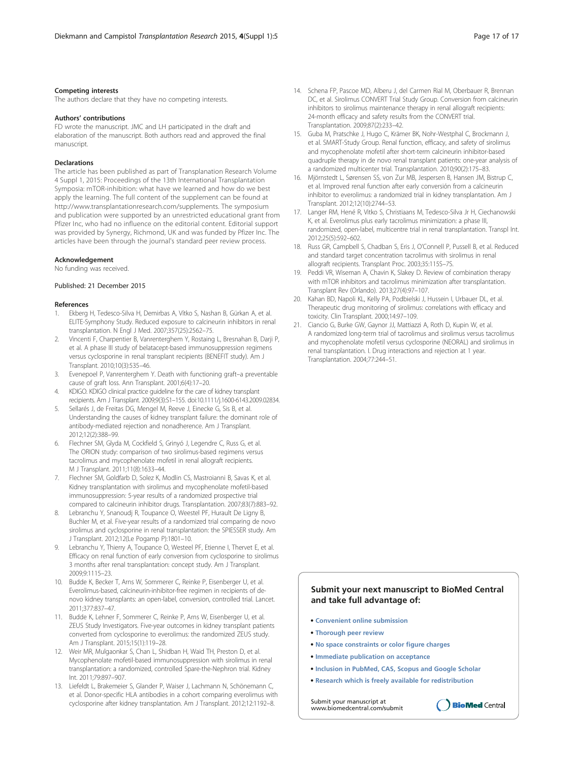#### Competing interests

The authors declare that they have no competing interests.

#### Authors' contributions

FD wrote the manuscript. JMC and LH participated in the draft and elaboration of the manuscript. Both authors read and approved the final manuscript.

#### Declarations

The article has been published as part of Transplanation Research Volume 4 Suppl 1, 2015: Proceedings of the 13th International Transplantation Symposia: mTOR-inhibition: what have we learned and how do we best apply the learning. The full content of the supplement can be found at http://www.transplantationresearch.com/supplements. The symposium and publication were supported by an unrestricted educational grant from Pfizer Inc, who had no influence on the editorial content. Editorial support was provided by Synergy, Richmond, UK and was funded by Pfizer Inc. The articles have been through the journal's standard peer review process.

#### Acknowledgement

No funding was received.

Published: 21 December 2015

#### References

1. Ekberg H, Tedesco-Silva H, Demirbas A, Vítko S, Nashan B, Gürkan A, et al. ELITE-Symphony Study. Reduced exposure to calcineurin inhibitors in renal transplantation. N Engl J Med. 2007;357(25):2562–75.
2. Vincenti F, Charpentier B, Vanrenterghem Y, Rostaing L, Bresnahan B, Darji P, et al. A phase III study of belatacept-based immunosuppression regimens versus cyclosporine in renal transplant recipients (BENEFIT study). Am J Transplant. 2010;10(3):535–46.
3. Evenepoel P, Vanrenterghem Y. Death with functioning graft–a preventable cause of graft loss. Ann Transplant. 2001;6(4):17–20.
4. KDIGO. KDIGO clinical practice guideline for the care of kidney transplant recipients. Am J Transplant. 2009;9(3):S1–155. doi:10.1111/j.1600-6143.2009.02834.
5. Sellarés J, de Freitas DG, Mengel M, Reeve J, Einecke G, Sis B, et al. Understanding the causes of kidney transplant failure: the dominant role of antibody-mediated rejection and nonadherence. Am J Transplant. 2012;12(2):388–99.
6. Flechner SM, Glyda M, Cockfield S, Grinyó J, Legendre C, Russ G, et al. The ORION study: comparison of two sirolimus-based regimens versus tacrolimus and mycophenolate mofetil in renal allograft recipients. M J Transplant. 2011;11(8):1633–44.
7. Flechner SM, Goldfarb D, Solez K, Modlin CS, Mastroianni B, Savas K, et al. Kidney transplantation with sirolimus and mycophenolate mofetil-based immunosuppression: 5-year results of a randomized prospective trial compared to calcineurin inhibitor drugs. Transplantation. 2007;83(7):883–92.
8. Lebranchu Y, Snanoudj R, Toupance O, Weestel PF, Hurault De Ligny B, Buchler M, et al. Five-year results of a randomized trial comparing de novo sirolimus and cyclosporine in renal transplantation: the SPIESSER study. Am J Transplant. 2012;12(Le Pogamp P):1801–10.
9. Lebranchu Y, Thierry A, Toupance O, Westeel PF, Etienne I, Thervet E, et al. Efficacy on renal function of early conversion from cyclosporine to sirolimus 3 months after renal transplantation: concept study. Am J Transplant. 2009;9:1115–23.
10. Budde K, Becker T, Arns W, Sommerer C, Reinke P, Eisenberger U, et al. Everolimus-based, calcineurin-inhibitor-free regimen in recipients of de-novo kidney transplants: an open-label, conversion, controlled trial. Lancet. 2011;377:837–47.
11. Budde K, Lehner F, Sommerer C, Reinke P, Arns W, Eisenberger U, et al. ZEUS Study Investigators. Five-year outcomes in kidney transplant patients converted from cyclosporine to everolimus: the randomized ZEUS study. Am J Transplant. 2015;15(1):119–28.
12. Weir MR, Mulgaonkar S, Chan L, Shidban H, Waid TH, Preston D, et al. Mycophenolate mofetil-based immunosuppression with sirolimus in renal transplantation: a randomized, controlled Spare-the-Nephron trial. Kidney Int. 2011;79:897–907.
13. Liefeldt L, Brakemeier S, Glander P, Waiser J, Lachmann N, Schönemann C, et al. Donor-specific HLA antibodies in a cohort comparing everolimus with cyclosporine after kidney transplantation. Am J Transplant. 2012;12:1192–8.
14. Schena FP, Pascoe MD, Alberu J, del Carmen Rial M, Oberbauer R, Brennan DC, et al. Sirolimus CONVERT Trial Study Group. Conversion from calcineurin inhibitors to sirolimus maintenance therapy in renal allograft recipients: 24-month efficacy and safety results from the CONVERT trial. Transplantation. 2009;87(2):233–42.
15. Guba M, Pratschke J, Hugo C, Krämer BK, Nohr-Westphal C, Brockmann J, et al. SMART-Study Group. Renal function, efficacy, and safety of sirolimus and mycophenolate mofetil after short-term calcineurin inhibitor-based quadruple therapy in de novo renal transplant patients: one-year analysis of a randomized multicenter trial. Transplantation. 2010;90(2):175–83.
16. Mjörnstedt L, Sørensen SS, von Zur MB, Jespersen B, Hansen JM, Bistrup C, et al. Improved renal function after early conversión from a calcineurin inhibitor to everolimus: a randomized trial in kidney transplantation. Am J Transplant. 2012;12(10):2744–53.
17. Langer RM, Hené R, Vitko S, Christiaans M, Tedesco-Silva Jr H, Ciechanowski K, et al. Everolimus plus early tacrolimus minimization: a phase III, randomized, open-label, multicentre trial in renal transplantation. Transpl Int. 2012;25(5):592–602.
18. Russ GR, Campbell S, Chadban S, Eris J, O'Connell P, Pussell B, et al. Reduced and standard target concentration tacrolimus with sirolimus in renal allograft recipients. Transplant Proc. 2003;35:115S–7S.
19. Peddi VR, Wiseman A, Chavin K, Slakey D. Review of combination therapy with mTOR inhibitors and tacrolimus minimization after transplantation. Transplant Rev (Orlando). 2013;27(4):97–107.
20. Kahan BD, Napoli KL, Kelly PA, Podbielski J, Hussein I, Urbauer DL, et al. Therapeutic drug monitoring of sirolimus: correlations with efficacy and toxicity. Clin Transplant. 2000;14:97–109.
21. Ciancio G, Burke GW, Gaynor JJ, Mattiazzi A, Roth D, Kupin W, et al. A randomized long-term trial of tacrolimus and sirolimus versus tacrolimus and mycophenolate mofetil versus cyclosporine (NEORAL) and sirolimus in renal transplantation. I. Drug interactions and rejection at 1 year. Transplantation. 2004;77:244–51.

**Submit your next manuscript to BioMed Central and take full advantage of:**

- **Convenient online submission**
- **Thorough peer review**
- **No space constraints or color figure charges**
- **Immediate publication on acceptance**
- **Inclusion in PubMed, CAS, Scopus and Google Scholar**
- **Research which is freely available for redistribution**

Submit your manuscript at www.biomedcentral.com/submit

BioMed Central